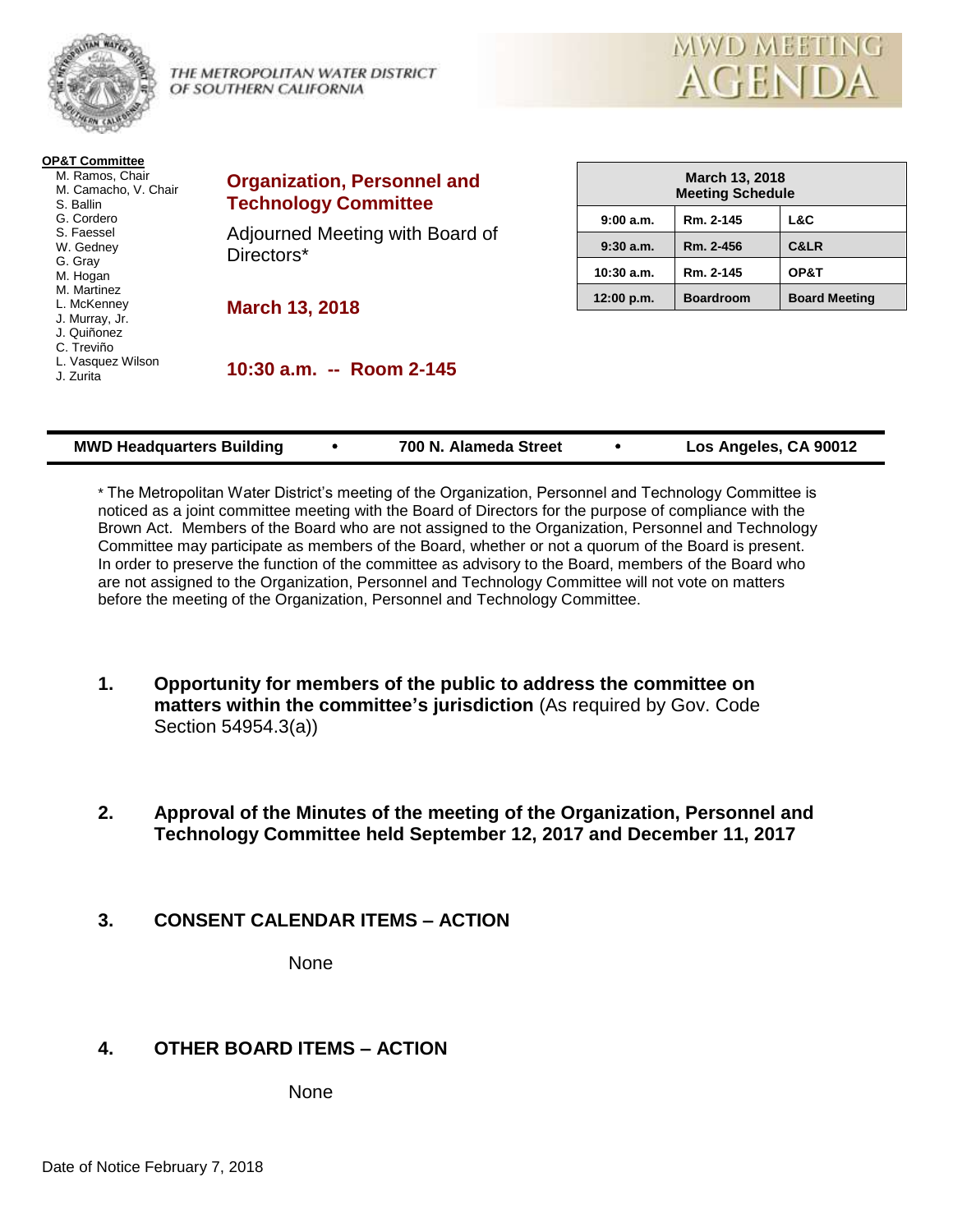THE METROPOLITAN WATER DISTRICT OF SOUTHERN CALIFORNIA

# MWD MEETING AGENDA

**OP&T Committee**

- M. Ramos, Chair
- M. Camacho, V. Chair
- S. Ballin
- G. Cordero
- S. Faessel
- W. Gedney
- G. Gray
- M. Hogan
- M. Martinez
- L. McKenney
- J. Murray, Jr.
- J. Quiñonez
- C. Treviño
- L. Vasquez Wilson
- J. Zurita

## Organization, Personnel and Technology Committee

Adjourned Meeting with Board of Directors*

**March 13, 2018**

**10:30 a.m. -- Room 2-145**

| March 13, 2018 Meeting Schedule | | |
|---|---|---|
| 9:00 a.m. | Rm. 2-145 | L&C |
| 9:30 a.m. | Rm. 2-456 | C&LR |
| 10:30 a.m. | Rm. 2-145 | OP&T |
| 12:00 p.m. | Boardroom | Board Meeting |

**MWD Headquarters Building • 700 N. Alameda Street • Los Angeles, CA 90012**

* The Metropolitan Water District's meeting of the Organization, Personnel and Technology Committee is noticed as a joint committee meeting with the Board of Directors for the purpose of compliance with the Brown Act. Members of the Board who are not assigned to the Organization, Personnel and Technology Committee may participate as members of the Board, whether or not a quorum of the Board is present. In order to preserve the function of the committee as advisory to the Board, members of the Board who are not assigned to the Organization, Personnel and Technology Committee will not vote on matters before the meeting of the Organization, Personnel and Technology Committee.

**1. Opportunity for members of the public to address the committee on matters within the committee's jurisdiction** (As required by Gov. Code Section 54954.3(a))

**2. Approval of the Minutes of the meeting of the Organization, Personnel and Technology Committee held September 12, 2017 and December 11, 2017**

**3. CONSENT CALENDAR ITEMS – ACTION**

None

**4. OTHER BOARD ITEMS – ACTION**

None

Date of Notice February 7, 2018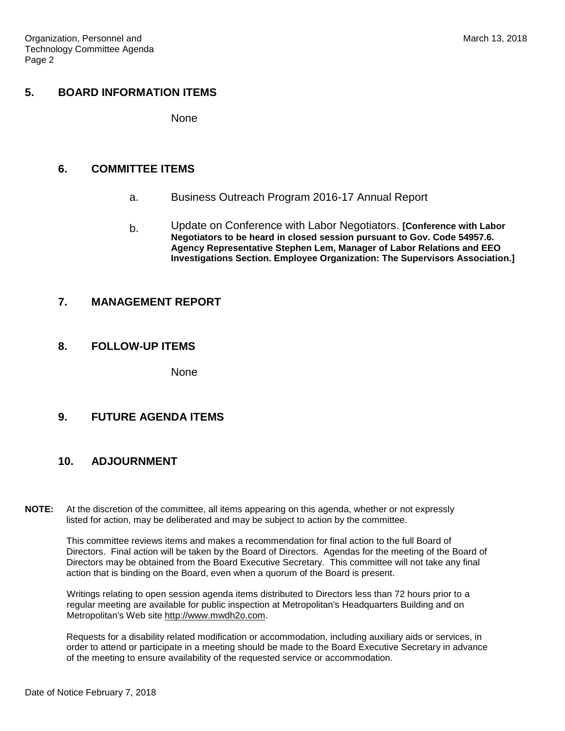## 5. BOARD INFORMATION ITEMS

None

## 6. COMMITTEE ITEMS

a. Business Outreach Program 2016-17 Annual Report

b. Update on Conference with Labor Negotiators. **[Conference with Labor Negotiators to be heard in closed session pursuant to Gov. Code 54957.6. Agency Representative Stephen Lem, Manager of Labor Relations and EEO Investigations Section. Employee Organization: The Supervisors Association.]**

## 7. MANAGEMENT REPORT

## 8. FOLLOW-UP ITEMS

None

## 9. FUTURE AGENDA ITEMS

## 10. ADJOURNMENT

**NOTE:** At the discretion of the committee, all items appearing on this agenda, whether or not expressly listed for action, may be deliberated and may be subject to action by the committee.

This committee reviews items and makes a recommendation for final action to the full Board of Directors. Final action will be taken by the Board of Directors. Agendas for the meeting of the Board of Directors may be obtained from the Board Executive Secretary. This committee will not take any final action that is binding on the Board, even when a quorum of the Board is present.

Writings relating to open session agenda items distributed to Directors less than 72 hours prior to a regular meeting are available for public inspection at Metropolitan's Headquarters Building and on Metropolitan's Web site http://www.mwdh2o.com.

Requests for a disability related modification or accommodation, including auxiliary aids or services, in order to attend or participate in a meeting should be made to the Board Executive Secretary in advance of the meeting to ensure availability of the requested service or accommodation.

Date of Notice February 7, 2018